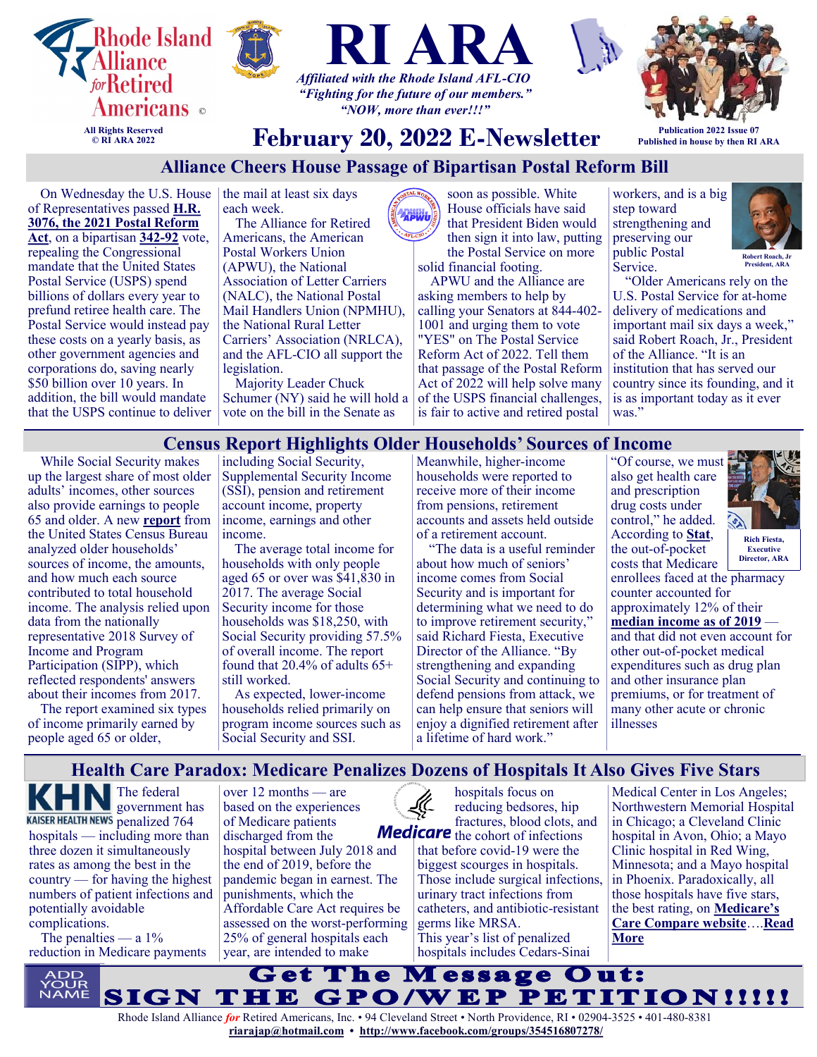Rhode Island Alliance *for* Retired Americans ©

All Rights Reserved
© RI ARA 2022

# RI ARA

*Affiliated with the Rhode Island AFL-CIO*
*"Fighting for the future of our members."*
*"NOW, more than ever!!!"*

## February 20, 2022 E-Newsletter

Publication 2022 Issue 07
Published in house by then RI ARA

## Alliance Cheers House Passage of Bipartisan Postal Reform Bill

On Wednesday the U.S. House of Representatives passed **H.R. 3076, the 2021 Postal Reform Act**, on a bipartisan **342-92** vote, repealing the Congressional mandate that the United States Postal Service (USPS) spend billions of dollars every year to prefund retiree health care. The Postal Service would instead pay these costs on a yearly basis, as other government agencies and corporations do, saving nearly $50 billion over 10 years. In addition, the bill would mandate that the USPS continue to deliver the mail at least six days each week.

The Alliance for Retired Americans, the American Postal Workers Union (APWU), the National Association of Letter Carriers (NALC), the National Postal Mail Handlers Union (NPMHU), the National Rural Letter Carriers' Association (NRLCA), and the AFL-CIO all support the legislation.

Majority Leader Chuck Schumer (NY) said he will hold a vote on the bill in the Senate as soon as possible. White House officials have said that President Biden would then sign it into law, putting the Postal Service on more solid financial footing.

APWU and the Alliance are asking members to help by calling your Senators at 844-402-1001 and urging them to vote "YES" on The Postal Service Reform Act of 2022. Tell them that passage of the Postal Reform Act of 2022 will help solve many of the USPS financial challenges, is fair to active and retired postal workers, and is a big step toward strengthening and preserving our public Postal Service.

Robert Roach, Jr
President, ARA

"Older Americans rely on the U.S. Postal Service for at-home delivery of medications and important mail six days a week," said Robert Roach, Jr., President of the Alliance. "It is an institution that has served our country since its founding, and it is as important today as it ever was."

## Census Report Highlights Older Households' Sources of Income

While Social Security makes up the largest share of most older adults' incomes, other sources also provide earnings to people 65 and older. A new **report** from the United States Census Bureau analyzed older households' sources of income, the amounts, and how much each source contributed to total household income. The analysis relied upon data from the nationally representative 2018 Survey of Income and Program Participation (SIPP), which reflected respondents' answers about their incomes from 2017.

The report examined six types of income primarily earned by people aged 65 or older, including Social Security, Supplemental Security Income (SSI), pension and retirement account income, property income, earnings and other income.

The average total income for households with only people aged 65 or over was $41,830 in 2017. The average Social Security income for those households was $18,250, with Social Security providing 57.5% of overall income. The report found that 20.4% of adults 65+ still worked.

As expected, lower-income households relied primarily on program income sources such as Social Security and SSI. Meanwhile, higher-income households were reported to receive more of their income from pensions, retirement accounts and assets held outside of a retirement account.

"The data is a useful reminder about how much of seniors' income comes from Social Security and is important for determining what we need to do to improve retirement security," said Richard Fiesta, Executive Director of the Alliance. "By strengthening and expanding Social Security and continuing to defend pensions from attack, we can help ensure that seniors will enjoy a dignified retirement after a lifetime of hard work."

Rich Fiesta,
Executive
Director, ARA

"Of course, we must also get health care and prescription drug costs under control," he added. According to **Stat**, the out-of-pocket costs that Medicare enrollees faced at the pharmacy counter accounted for approximately 12% of their **median income as of 2019** — and that did not even account for other out-of-pocket medical expenditures such as drug plan and other insurance plan premiums, or for treatment of many other acute or chronic illnesses

## Health Care Paradox: Medicare Penalizes Dozens of Hospitals It Also Gives Five Stars

KHN KAISER HEALTH NEWS

The federal government has penalized 764 hospitals — including more than three dozen it simultaneously rates as among the best in the country — for having the highest numbers of patient infections and potentially avoidable complications.

The penalties — a 1% reduction in Medicare payments over 12 months — are based on the experiences of Medicare patients discharged from the hospital between July 2018 and the end of 2019, before the pandemic began in earnest. The punishments, which the Affordable Care Act requires be assessed on the worst-performing 25% of general hospitals each year, are intended to make hospitals focus on reducing bedsores, hip fractures, blood clots, and the cohort of infections that before covid-19 were the biggest scourges in hospitals. Those include surgical infections, urinary tract infections from catheters, and antibiotic-resistant germs like MRSA.

This year's list of penalized hospitals includes Cedars-Sinai Medical Center in Los Angeles; Northwestern Memorial Hospital in Chicago; a Cleveland Clinic hospital in Avon, Ohio; a Mayo Clinic hospital in Red Wing, Minnesota; and a Mayo hospital in Phoenix. Paradoxically, all those hospitals have five stars, the best rating, on **Medicare's Care Compare website**….**Read More**

ADD YOUR NAME

**Get The Message Out:**
**SIGN THE GPO/WEP PETITION!!!!!**

Rhode Island Alliance *for* Retired Americans, Inc. • 94 Cleveland Street • North Providence, RI • 02904-3525 • 401-480-8381
**riarajap@hotmail.com** • **http://www.facebook.com/groups/354516807278/**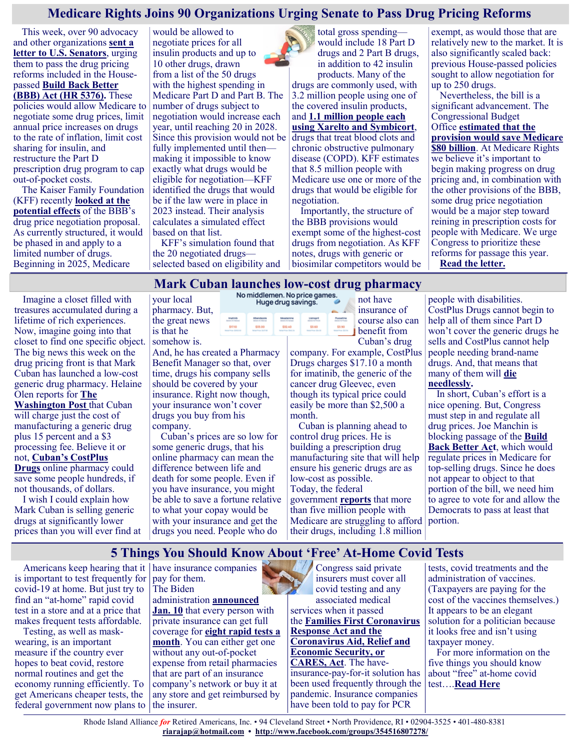## Medicare Rights Joins 90 Organizations Urging Senate to Pass Drug Pricing Reforms

This week, over 90 advocacy and other organizations **sent a letter to U.S. Senators**, urging them to pass the drug pricing reforms included in the House-passed **Build Back Better (BBB) Act (HR 5376)**. These policies would allow Medicare to negotiate some drug prices, limit annual price increases on drugs to the rate of inflation, limit cost sharing for insulin, and restructure the Part D prescription drug program to cap out-of-pocket costs.

The Kaiser Family Foundation (KFF) recently **looked at the potential effects** of the BBB's drug price negotiation proposal. As currently structured, it would be phased in and apply to a limited number of drugs. Beginning in 2025, Medicare would be allowed to negotiate prices for all insulin products and up to 10 other drugs, drawn from a list of the 50 drugs with the highest spending in Medicare Part D and Part B. The number of drugs subject to negotiation would increase each year, until reaching 20 in 2028. Since this provision would not be fully implemented until then—making it impossible to know exactly what drugs would be eligible for negotiation—KFF identified the drugs that would be if the law were in place in 2023 instead. Their analysis calculates a simulated effect based on that list.

KFF's simulation found that the 20 negotiated drugs—selected based on eligibility and total gross spending—would include 18 Part D drugs and 2 Part B drugs, in addition to 42 insulin products. Many of the drugs are commonly used, with 3.2 million people using one of the covered insulin products, and **1.1 million people each using Xarelto and Symbicort**, drugs that treat blood clots and chronic obstructive pulmonary disease (COPD). KFF estimates that 8.5 million people with Medicare use one or more of the drugs that would be eligible for negotiation.

Importantly, the structure of the BBB provisions would exempt some of the highest-cost drugs from negotiation. As KFF notes, drugs with generic or biosimilar competitors would be exempt, as would those that are relatively new to the market. It is also significantly scaled back: previous House-passed policies sought to allow negotiation for up to 250 drugs.

Nevertheless, the bill is a significant advancement. The Congressional Budget Office **estimated that the provision would save Medicare $80 billion**. At Medicare Rights we believe it's important to begin making progress on drug pricing and, in combination with the other provisions of the BBB, some drug price negotiation would be a major step toward reining in prescription costs for people with Medicare. We urge Congress to prioritize these reforms for passage this year.

**Read the letter.**

## Mark Cuban launches low-cost drug pharmacy

Imagine a closet filled with treasures accumulated during a lifetime of rich experiences. Now, imagine going into that closet to find one specific object. The big news this week on the drug pricing front is that Mark Cuban has launched a low-cost generic drug pharmacy. Helaine Olen reports for **The Washington Post** that Cuban will charge just the cost of manufacturing a generic drug plus 15 percent and a $3 processing fee. Believe it or not, **Cuban's CostPlus Drugs** online pharmacy could save some people hundreds, if not thousands, of dollars.

I wish I could explain how Mark Cuban is selling generic drugs at significantly lower prices than you will ever find at your local pharmacy. But, the great news is that he somehow is.

And, he has created a Pharmacy Benefit Manager so that, over time, drugs his company sells should be covered by your insurance. Right now though, your insurance won't cover drugs you buy from his company.

Cuban's prices are so low for some generic drugs, that his online pharmacy can mean the difference between life and death for some people. Even if you have insurance, you might be able to save a fortune relative to what your copay would be with your insurance and get the drugs you need. People who do not have insurance of course also can benefit from Cuban's drug company. For example, CostPlus Drugs charges $17.10 a month for imatinib, the generic of the cancer drug Gleevec, even though its typical price could easily be more than $2,500 a month.

Cuban is planning ahead to control drug prices. He is building a prescription drug manufacturing site that will help ensure his generic drugs are as low-cost as possible. Today, the federal government **reports** that more than five million people with Medicare are struggling to afford their drugs, including 1.8 million people with disabilities. CostPlus Drugs cannot begin to help all of them since Part D won't cover the generic drugs he sells and CostPlus cannot help people needing brand-name drugs. And, that means that many of them will **die needlessly**.

In short, Cuban's effort is a nice opening. But, Congress must step in and regulate all drug prices. Joe Manchin is blocking passage of the **Build Back Better Act**, which would regulate prices in Medicare for top-selling drugs. Since he does not appear to object to that portion of the bill, we need him to agree to vote for and allow the Democrats to pass at least that portion.

## 5 Things You Should Know About 'Free' At-Home Covid Tests

Americans keep hearing that it is important to test frequently for covid-19 at home. But just try to find an "at-home" rapid covid test in a store and at a price that makes frequent tests affordable.

Testing, as well as mask-wearing, is an important measure if the country ever hopes to beat covid, restore normal routines and get the economy running efficiently. To get Americans cheaper tests, the federal government now plans to have insurance companies pay for them. The Biden administration **announced Jan. 10** that every person with private insurance can get full coverage for **eight rapid tests a month**. You can either get one without any out-of-pocket expense from retail pharmacies that are part of an insurance company's network or buy it at any store and get reimbursed by the insurer.

Congress said private insurers must cover all covid testing and any associated medical services when it passed the **Families First Coronavirus Response Act and the Coronavirus Aid, Relief and Economic Security, or CARES, Act**. The have-insurance-pay-for-it solution has been used frequently through the pandemic. Insurance companies have been told to pay for PCR tests, covid treatments and the administration of vaccines. (Taxpayers are paying for the cost of the vaccines themselves.) It appears to be an elegant solution for a politician because it looks free and isn't using taxpayer money.

For more information on the five things you should know about "free" at-home covid test….**Read Here**

Rhode Island Alliance *for* Retired Americans, Inc. • 94 Cleveland Street • North Providence, RI • 02904-3525 • 401-480-8381
**riarajap@hotmail.com** • **http://www.facebook.com/groups/354516807278/**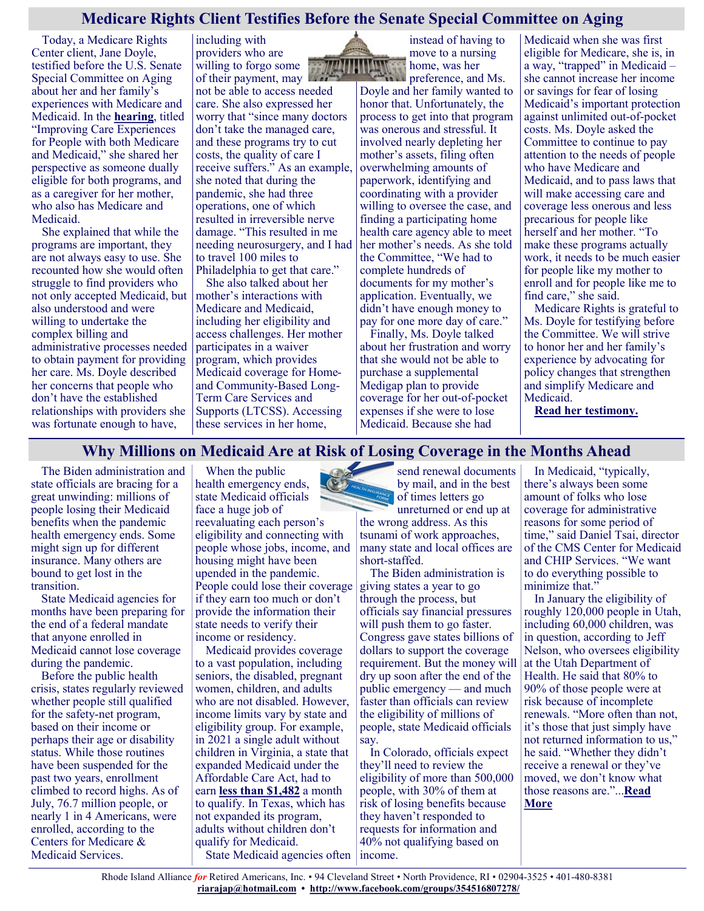## Medicare Rights Client Testifies Before the Senate Special Committee on Aging

Today, a Medicare Rights Center client, Jane Doyle, testified before the U.S. Senate Special Committee on Aging about her and her family's experiences with Medicare and Medicaid. In the **hearing**, titled "Improving Care Experiences for People with both Medicare and Medicaid," she shared her perspective as someone dually eligible for both programs, and as a caregiver for her mother, who also has Medicare and Medicaid.

She explained that while the programs are important, they are not always easy to use. She recounted how she would often struggle to find providers who not only accepted Medicaid, but also understood and were willing to undertake the complex billing and administrative processes needed to obtain payment for providing her care. Ms. Doyle described her concerns that people who don't have the established relationships with providers she was fortunate enough to have, including with providers who are willing to forgo some of their payment, may not be able to access needed care. She also expressed her worry that "since many doctors don't take the managed care, and these programs try to cut costs, the quality of care I receive suffers." As an example, she noted that during the pandemic, she had three operations, one of which resulted in irreversible nerve damage. "This resulted in me needing neurosurgery, and I had to travel 100 miles to Philadelphia to get that care."

She also talked about her mother's interactions with Medicare and Medicaid, including her eligibility and access challenges. Her mother participates in a waiver program, which provides Medicaid coverage for Home- and Community-Based Long-Term Care Services and Supports (LTCSS). Accessing these services in her home, instead of having to move to a nursing home, was her preference, and Ms. Doyle and her family wanted to honor that. Unfortunately, the process to get into that program was onerous and stressful. It involved nearly depleting her mother's assets, filing often overwhelming amounts of paperwork, identifying and coordinating with a provider willing to oversee the case, and finding a participating home health care agency able to meet her mother's needs. As she told the Committee, "We had to complete hundreds of documents for my mother's application. Eventually, we didn't have enough money to pay for one more day of care."

Finally, Ms. Doyle talked about her frustration and worry that she would not be able to purchase a supplemental Medigap plan to provide coverage for her out-of-pocket expenses if she were to lose Medicaid. Because she had Medicaid when she was first eligible for Medicare, she is, in a way, "trapped" in Medicaid – she cannot increase her income or savings for fear of losing Medicaid's important protection against unlimited out-of-pocket costs. Ms. Doyle asked the Committee to continue to pay attention to the needs of people who have Medicare and Medicaid, and to pass laws that will make accessing care and coverage less onerous and less precarious for people like herself and her mother. "To make these programs actually work, it needs to be much easier for people like my mother to enroll and for people like me to find care," she said.

Medicare Rights is grateful to Ms. Doyle for testifying before the Committee. We will strive to honor her and her family's experience by advocating for policy changes that strengthen and simplify Medicare and Medicaid.

**Read her testimony.**

## Why Millions on Medicaid Are at Risk of Losing Coverage in the Months Ahead

The Biden administration and state officials are bracing for a great unwinding: millions of people losing their Medicaid benefits when the pandemic health emergency ends. Some might sign up for different insurance. Many others are bound to get lost in the transition.

State Medicaid agencies for months have been preparing for the end of a federal mandate that anyone enrolled in Medicaid cannot lose coverage during the pandemic.

Before the public health crisis, states regularly reviewed whether people still qualified for the safety-net program, based on their income or perhaps their age or disability status. While those routines have been suspended for the past two years, enrollment climbed to record highs. As of July, 76.7 million people, or nearly 1 in 4 Americans, were enrolled, according to the Centers for Medicare & Medicaid Services.

When the public health emergency ends, state Medicaid officials face a huge job of reevaluating each person's eligibility and connecting with people whose jobs, income, and housing might have been upended in the pandemic. People could lose their coverage if they earn too much or don't provide the information their state needs to verify their income or residency.

Medicaid provides coverage to a vast population, including seniors, the disabled, pregnant women, children, and adults who are not disabled. However, income limits vary by state and eligibility group. For example, in 2021 a single adult without children in Virginia, a state that expanded Medicaid under the Affordable Care Act, had to earn **less than $1,482** a month to qualify. In Texas, which has not expanded its program, adults without children don't qualify for Medicaid.

State Medicaid agencies often send renewal documents by mail, and in the best of times letters go unreturned or end up at the wrong address. As this tsunami of work approaches, many state and local offices are short-staffed.

The Biden administration is giving states a year to go through the process, but officials say financial pressures will push them to go faster. Congress gave states billions of dollars to support the coverage requirement. But the money will dry up soon after the end of the public emergency — and much faster than officials can review the eligibility of millions of people, state Medicaid officials say.

In Colorado, officials expect they'll need to review the eligibility of more than 500,000 people, with 30% of them at risk of losing benefits because they haven't responded to requests for information and 40% not qualifying based on income.

In Medicaid, "typically, there's always been some amount of folks who lose coverage for administrative reasons for some period of time," said Daniel Tsai, director of the CMS Center for Medicaid and CHIP Services. "We want to do everything possible to minimize that."

In January the eligibility of roughly 120,000 people in Utah, including 60,000 children, was in question, according to Jeff Nelson, who oversees eligibility at the Utah Department of Health. He said that 80% to 90% of those people were at risk because of incomplete renewals. "More often than not, it's those that just simply have not returned information to us," he said. "Whether they didn't receive a renewal or they've moved, we don't know what those reasons are."...**Read More**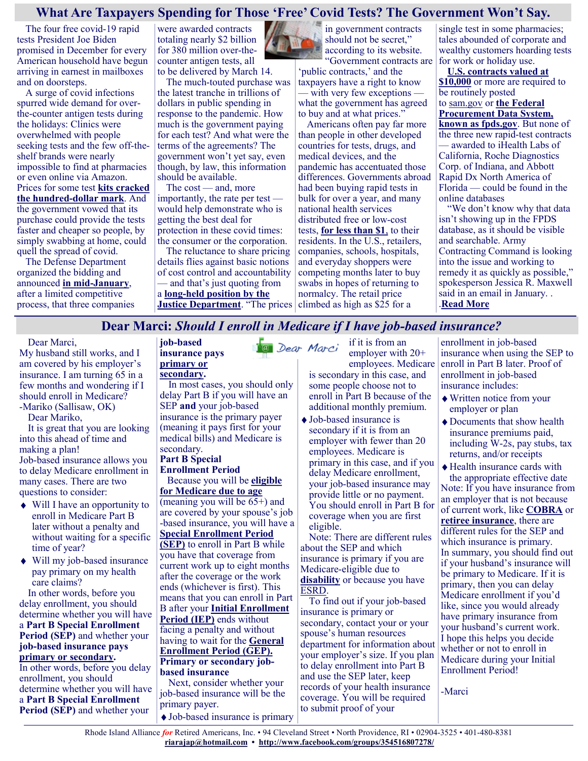## What Are Taxpayers Spending for Those 'Free' Covid Tests? The Government Won't Say.

The four free covid-19 rapid tests President Joe Biden promised in December for every American household have begun arriving in earnest in mailboxes and on doorsteps.

A surge of covid infections spurred wide demand for over-the-counter antigen tests during the holidays: Clinics were overwhelmed with people seeking tests and the few off-the-shelf brands were nearly impossible to find at pharmacies or even online via Amazon. Prices for some test **kits cracked the hundred-dollar mark**. And the government vowed that its purchase could provide the tests faster and cheaper so people, by simply swabbing at home, could quell the spread of covid.

The Defense Department organized the bidding and announced **in mid-January**, after a limited competitive process, that three companies were awarded contracts totaling nearly $2 billion for 380 million over-the-counter antigen tests, all to be delivered by March 14.

The much-touted purchase was the latest tranche in trillions of dollars in public spending in response to the pandemic. How much is the government paying for each test? And what were the terms of the agreements? The government won't yet say, even though, by law, this information should be available.

The cost — and, more importantly, the rate per test — would help demonstrate who is getting the best deal for protection in these covid times: the consumer or the corporation.

The reluctance to share pricing details flies against basic notions of cost control and accountability — and that's just quoting from a **long-held position by the Justice Department**. "The prices in government contracts should not be secret," according to its website. "Government contracts are 'public contracts,' and the taxpayers have a right to know — with very few exceptions — what the government has agreed to buy and at what prices."

Americans often pay far more than people in other developed countries for tests, drugs, and medical devices, and the pandemic has accentuated those differences. Governments abroad had been buying rapid tests in bulk for over a year, and many national health services distributed free or low-cost tests, **for less than $1**, to their residents. In the U.S., retailers, companies, schools, hospitals, and everyday shoppers were competing months later to buy swabs in hopes of returning to normalcy. The retail price climbed as high as $25 for a single test in some pharmacies; tales abounded of corporate and wealthy customers hoarding tests for work or holiday use.

**U.S. contracts valued at $10,000** or more are required to be routinely posted to sam.gov or **the Federal Procurement Data System, known as fpds.gov**. But none of the three new rapid-test contracts — awarded to iHealth Labs of California, Roche Diagnostics Corp. of Indiana, and Abbott Rapid Dx North America of Florida — could be found in the online databases

"We don't know why that data isn't showing up in the FPDS database, as it should be visible and searchable. Army Contracting Command is looking into the issue and working to remedy it as quickly as possible," spokesperson Jessica R. Maxwell said in an email in January. . .**Read More**

## Dear Marci: *Should I enroll in Medicare if I have job-based insurance?*

Dear Marci,

My husband still works, and I am covered by his employer's insurance. I am turning 65 in a few months and wondering if I should enroll in Medicare?

-Mariko (Sallisaw, OK)

Dear Mariko,

It is great that you are looking into this ahead of time and making a plan!

Job-based insurance allows you to delay Medicare enrollment in many cases. There are two questions to consider:

- Will I have an opportunity to enroll in Medicare Part B later without a penalty and without waiting for a specific time of year?
- Will my job-based insurance pay primary on my health care claims?

In other words, before you delay enrollment, you should determine whether you will have a **Part B Special Enrollment Period (SEP)** and whether your **job-based insurance pays primary or secondary.**

In other words, before you delay enrollment, you should determine whether you will have a **Part B Special Enrollment Period (SEP)** and whether your **job-based insurance pays primary or secondary.**

In most cases, you should only delay Part B if you will have an SEP **and** your job-based insurance is the primary payer (meaning it pays first for your medical bills) and Medicare is secondary.

**Part B Special Enrollment Period**

Because you will be **eligible for Medicare due to age** (meaning you will be 65+) and are covered by your spouse's job-based insurance, you will have a **Special Enrollment Period (SEP)** to enroll in Part B while you have that coverage from current work up to eight months after the coverage or the work ends (whichever is first). This means that you can enroll in Part B after your **Initial Enrollment Period (IEP)** ends without facing a penalty and without having to wait for the **General Enrollment Period (GEP).**

**Primary or secondary job-based insurance**

Next, consider whether your job-based insurance will be the primary payer.

- Job-based insurance is primary if it is from an employer with 20+ employees. Medicare is secondary in this case, and some people choose not to enroll in Part B because of the additional monthly premium.
- Job-based insurance is secondary if it is from an employer with fewer than 20 employees. Medicare is primary in this case, and if you delay Medicare enrollment, your job-based insurance may provide little or no payment. You should enroll in Part B for coverage when you are first eligible.

Note: There are different rules about the SEP and which insurance is primary if you are Medicare-eligible due to **disability** or because you have **ESRD**.

To find out if your job-based insurance is primary or secondary, contact your or your spouse's human resources department for information about your employer's size. If you plan to delay enrollment into Part B and use the SEP later, keep records of your health insurance coverage. You will be required to submit proof of your enrollment in job-based insurance when using the SEP to enroll in Part B later. Proof of enrollment in job-based insurance includes:

- Written notice from your employer or plan
- Documents that show health insurance premiums paid, including W-2s, pay stubs, tax returns, and/or receipts
- Health insurance cards with the appropriate effective date

Note: If you have insurance from an employer that is not because of current work, like **COBRA** or **retiree insurance**, there are different rules for the SEP and which insurance is primary.

In summary, you should find out if your husband's insurance will be primary to Medicare. If it is primary, then you can delay Medicare enrollment if you'd like, since you would already have primary insurance from your husband's current work.

I hope this helps you decide whether or not to enroll in Medicare during your Initial Enrollment Period!

-Marci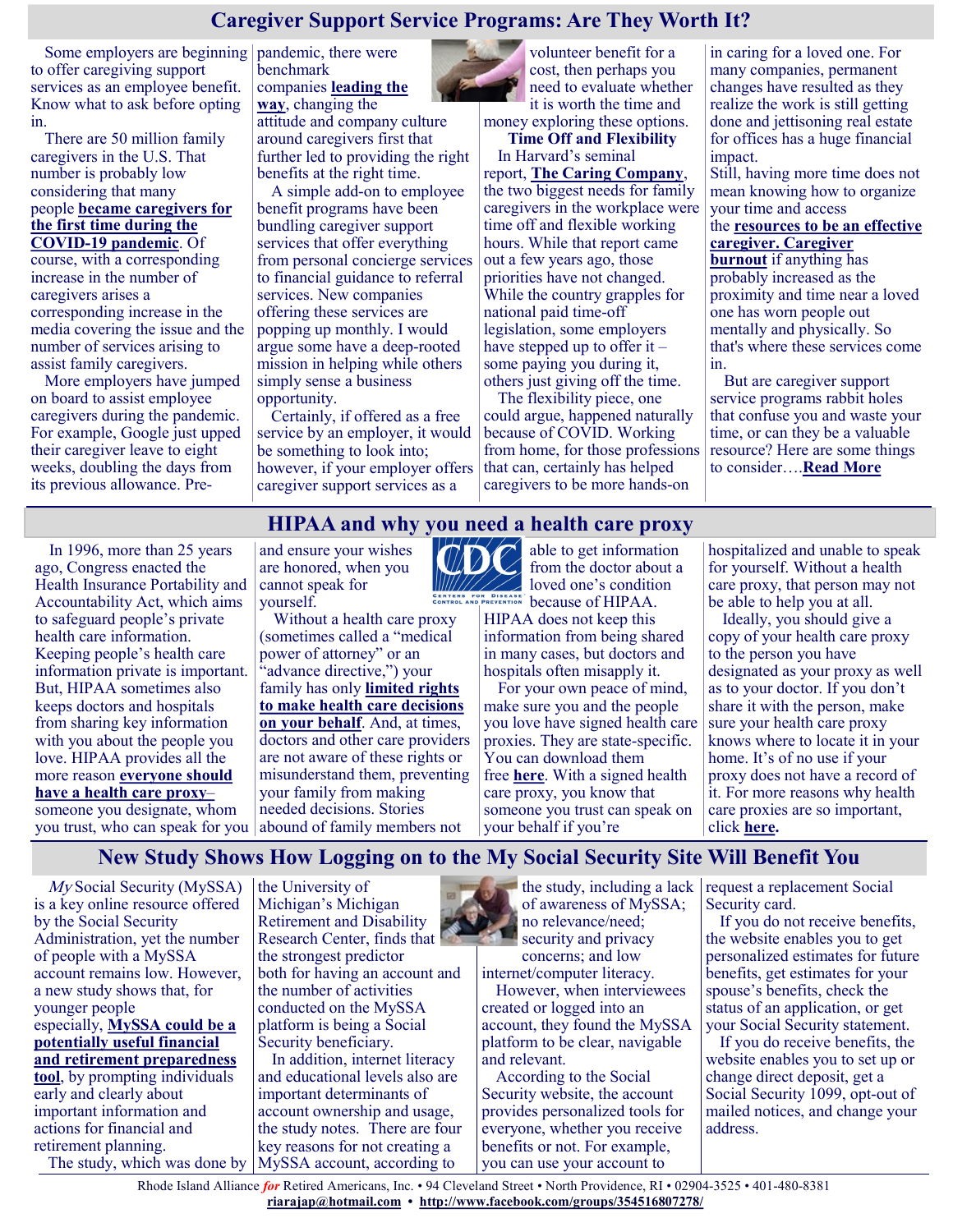## Caregiver Support Service Programs: Are They Worth It?

Some employers are beginning to offer caregiving support services as an employee benefit. Know what to ask before opting in.

There are 50 million family caregivers in the U.S. That number is probably low considering that many people **became caregivers for the first time during the COVID-19 pandemic**. Of course, with a corresponding increase in the number of caregivers arises a corresponding increase in the media covering the issue and the number of services arising to assist family caregivers.

More employers have jumped on board to assist employee caregivers during the pandemic. For example, Google just upped their caregiver leave to eight weeks, doubling the days from its previous allowance. Pre-pandemic, there were benchmark companies **leading the way**, changing the attitude and company culture around caregivers first that further led to providing the right benefits at the right time.

A simple add-on to employee benefit programs have been bundling caregiver support services that offer everything from personal concierge services to financial guidance to referral services. New companies offering these services are popping up monthly. I would argue some have a deep-rooted mission in helping while others simply sense a business opportunity.

Certainly, if offered as a free service by an employer, it would be something to look into; however, if your employer offers caregiver support services as a volunteer benefit for a cost, then perhaps you need to evaluate whether it is worth the time and money exploring these options.

**Time Off and Flexibility**

In Harvard's seminal report, **The Caring Company**, the two biggest needs for family caregivers in the workplace were time off and flexible working hours. While that report came out a few years ago, those priorities have not changed. While the country grapples for national paid time-off legislation, some employers have stepped up to offer it – some paying you during it, others just giving off the time.

The flexibility piece, one could argue, happened naturally because of COVID. Working from home, for those professions that can, certainly has helped caregivers to be more hands-on in caring for a loved one. For many companies, permanent changes have resulted as they realize the work is still getting done and jettisoning real estate for offices has a huge financial impact.

Still, having more time does not mean knowing how to organize your time and access the **resources to be an effective caregiver. Caregiver burnout** if anything has probably increased as the proximity and time near a loved one has worn people out mentally and physically. So that's where these services come in.

But are caregiver support service programs rabbit holes that confuse you and waste your time, or can they be a valuable resource? Here are some things to consider….**Read More**

## HIPAA and why you need a health care proxy

In 1996, more than 25 years ago, Congress enacted the Health Insurance Portability and Accountability Act, which aims to safeguard people's private health care information. Keeping people's health care information private is important. But, HIPAA sometimes also keeps doctors and hospitals from sharing key information with you about the people you love. HIPAA provides all the more reason **everyone should have a health care proxy**– someone you designate, whom you trust, who can speak for you and ensure your wishes are honored, when you cannot speak for yourself.

Without a health care proxy (sometimes called a "medical power of attorney" or an "advance directive,") your family has only **limited rights to make health care decisions on your behalf**. And, at times, doctors and other care providers are not aware of these rights or misunderstand them, preventing your family from making needed decisions. Stories abound of family members not able to get information from the doctor about a loved one's condition because of HIPAA. HIPAA does not keep this information from being shared in many cases, but doctors and hospitals often misapply it.

For your own peace of mind, make sure you and the people you love have signed health care proxies. They are state-specific. You can download them free **here**. With a signed health care proxy, you know that someone you trust can speak on your behalf if you're hospitalized and unable to speak for yourself. Without a health care proxy, that person may not be able to help you at all.

Ideally, you should give a copy of your health care proxy to the person you have designated as your proxy as well as to your doctor. If you don't share it with the person, make sure your health care proxy knows where to locate it in your home. It's of no use if your proxy does not have a record of it. For more reasons why health care proxies are so important, click **here.**

## New Study Shows How Logging on to the My Social Security Site Will Benefit You

*My* Social Security (MySSA) is a key online resource offered by the Social Security Administration, yet the number of people with a MySSA account remains low. However, a new study shows that, for younger people especially, **MySSA could be a potentially useful financial and retirement preparedness tool**, by prompting individuals early and clearly about important information and actions for financial and retirement planning.

The study, which was done by the University of Michigan's Michigan Retirement and Disability Research Center, finds that the strongest predictor both for having an account and the number of activities conducted on the MySSA platform is being a Social Security beneficiary.

In addition, internet literacy and educational levels also are important determinants of account ownership and usage, the study notes. There are four key reasons for not creating a MySSA account, according to the study, including a lack of awareness of MySSA; no relevance/need; security and privacy concerns; and low internet/computer literacy.

However, when interviewees created or logged into an account, they found the MySSA platform to be clear, navigable and relevant.

According to the Social Security website, the account provides personalized tools for everyone, whether you receive benefits or not. For example, you can use your account to request a replacement Social Security card.

If you do not receive benefits, the website enables you to get personalized estimates for future benefits, get estimates for your spouse's benefits, check the status of an application, or get your Social Security statement.

If you do receive benefits, the website enables you to set up or change direct deposit, get a Social Security 1099, opt-out of mailed notices, and change your address.

Rhode Island Alliance *for* Retired Americans, Inc. • 94 Cleveland Street • North Providence, RI • 02904-3525 • 401-480-8381
**riarajap@hotmail.com • http://www.facebook.com/groups/354516807278/**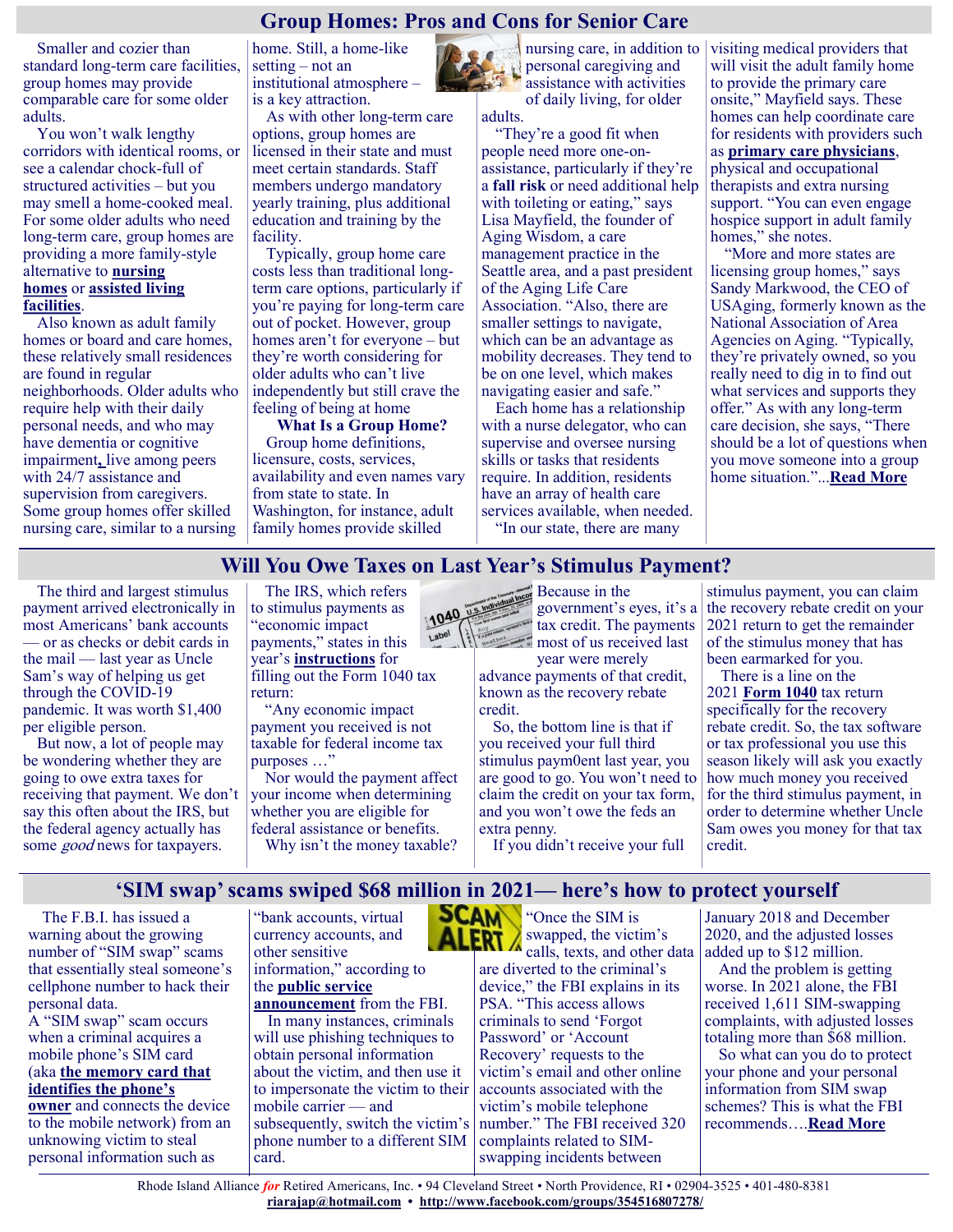## Group Homes: Pros and Cons for Senior Care

Smaller and cozier than standard long-term care facilities, group homes may provide comparable care for some older adults.

You won't walk lengthy corridors with identical rooms, or see a calendar chock-full of structured activities – but you may smell a home-cooked meal. For some older adults who need long-term care, group homes are providing a more family-style alternative to **nursing homes** or **assisted living facilities**.

Also known as adult family homes or board and care homes, these relatively small residences are found in regular neighborhoods. Older adults who require help with their daily personal needs, and who may have dementia or cognitive impairment, live among peers with 24/7 assistance and supervision from caregivers. Some group homes offer skilled nursing care, similar to a nursing home. Still, a home-like setting – not an institutional atmosphere – is a key attraction.

As with other long-term care options, group homes are licensed in their state and must meet certain standards. Staff members undergo mandatory yearly training, plus additional education and training by the facility.

Typically, group home care costs less than traditional long-term care options, particularly if you're paying for long-term care out of pocket. However, group homes aren't for everyone – but they're worth considering for older adults who can't live independently but still crave the feeling of being at home

**What Is a Group Home?**

Group home definitions, licensure, costs, services, availability and even names vary from state to state. In Washington, for instance, adult family homes provide skilled nursing care, in addition to personal caregiving and assistance with activities of daily living, for older adults.

"They're a good fit when people need more one-on-assistance, particularly if they're a **fall risk** or need additional help with toileting or eating," says Lisa Mayfield, the founder of Aging Wisdom, a care management practice in the Seattle area, and a past president of the Aging Life Care Association. "Also, there are smaller settings to navigate, which can be an advantage as mobility decreases. They tend to be on one level, which makes navigating easier and safe."

Each home has a relationship with a nurse delegator, who can supervise and oversee nursing skills or tasks that residents require. In addition, residents have an array of health care services available, when needed.

"In our state, there are many visiting medical providers that will visit the adult family home to provide the primary care onsite," Mayfield says. These homes can help coordinate care for residents with providers such as **primary care physicians**, physical and occupational therapists and extra nursing support. "You can even engage hospice support in adult family homes," she notes.

"More and more states are licensing group homes," says Sandy Markwood, the CEO of USAging, formerly known as the National Association of Area Agencies on Aging. "Typically, they're privately owned, so you really need to dig in to find out what services and supports they offer." As with any long-term care decision, she says, "There should be a lot of questions when you move someone into a group home situation."...**Read More**

## Will You Owe Taxes on Last Year's Stimulus Payment?

The third and largest stimulus payment arrived electronically in most Americans' bank accounts — or as checks or debit cards in the mail — last year as Uncle Sam's way of helping us get through the COVID-19 pandemic. It was worth $1,400 per eligible person.

But now, a lot of people may be wondering whether they are going to owe extra taxes for receiving that payment. We don't say this often about the IRS, but the federal agency actually has some *good* news for taxpayers.

The IRS, which refers to stimulus payments as "economic impact payments," states in this year's **instructions** for filling out the Form 1040 tax return:

"Any economic impact payment you received is not taxable for federal income tax purposes …"

Nor would the payment affect your income when determining whether you are eligible for federal assistance or benefits.

Why isn't the money taxable? Because in the government's eyes, it's a tax credit. The payments most of us received last year were merely advance payments of that credit, known as the recovery rebate credit.

So, the bottom line is that if you received your full third stimulus paym0ent last year, you are good to go. You won't need to claim the credit on your tax form, and you won't owe the feds an extra penny.

If you didn't receive your full stimulus payment, you can claim the recovery rebate credit on your 2021 return to get the remainder of the stimulus money that has been earmarked for you.

There is a line on the 2021 **Form 1040** tax return specifically for the recovery rebate credit. So, the tax software or tax professional you use this season likely will ask you exactly how much money you received for the third stimulus payment, in order to determine whether Uncle Sam owes you money for that tax credit.

## 'SIM swap' scams swiped $68 million in 2021— here's how to protect yourself

The F.B.I. has issued a warning about the growing number of "SIM swap" scams that essentially steal someone's cellphone number to hack their personal data.

A "SIM swap" scam occurs when a criminal acquires a mobile phone's SIM card (aka **the memory card that identifies the phone's owner**) and connects the device to the mobile network) from an unknowing victim to steal personal information such as "bank accounts, virtual currency accounts, and other sensitive information," according to the **public service announcement** from the FBI.

In many instances, criminals will use phishing techniques to obtain personal information about the victim, and then use it to impersonate the victim to their mobile carrier — and subsequently, switch the victim's phone number to a different SIM card.

"Once the SIM is swapped, the victim's calls, texts, and other data are diverted to the criminal's device," the FBI explains in its PSA. "This access allows criminals to send 'Forgot Password' or 'Account Recovery' requests to the victim's email and other online accounts associated with the victim's mobile telephone number." The FBI received 320 complaints related to SIM-swapping incidents between January 2018 and December 2020, and the adjusted losses added up to $12 million.

And the problem is getting worse. In 2021 alone, the FBI received 1,611 SIM-swapping complaints, with adjusted losses totaling more than $68 million.

So what can you do to protect your phone and your personal information from SIM swap schemes? This is what the FBI recommends….**Read More**

Rhode Island Alliance *for* Retired Americans, Inc. • 94 Cleveland Street • North Providence, RI • 02904-3525 • 401-480-8381
**riarajap@hotmail.com** • **http://www.facebook.com/groups/354516807278/**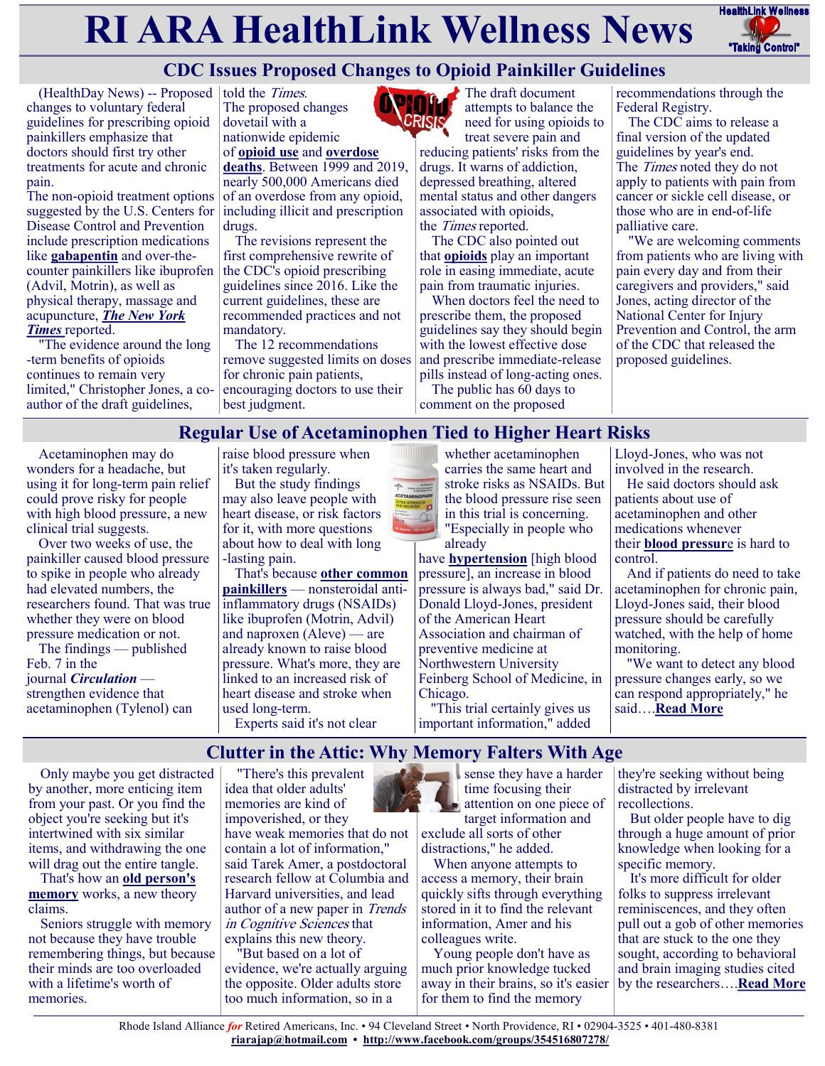# RI ARA HealthLink Wellness News

## CDC Issues Proposed Changes to Opioid Painkiller Guidelines

(HealthDay News) -- Proposed changes to voluntary federal guidelines for prescribing opioid painkillers emphasize that doctors should first try other treatments for acute and chronic pain.

The non-opioid treatment options suggested by the U.S. Centers for Disease Control and Prevention include prescription medications like **gabapentin** and over-the-counter painkillers like ibuprofen (Advil, Motrin), as well as physical therapy, massage and acupuncture, ***The New York Times*** reported.

"The evidence around the long-term benefits of opioids continues to remain very limited," Christopher Jones, a co-author of the draft guidelines, told the *Times*.

The proposed changes dovetail with a nationwide epidemic of **opioid use** and **overdose deaths**. Between 1999 and 2019, nearly 500,000 Americans died of an overdose from any opioid, including illicit and prescription drugs.

The revisions represent the first comprehensive rewrite of the CDC's opioid prescribing guidelines since 2016. Like the current guidelines, these are recommended practices and not mandatory.

The 12 recommendations remove suggested limits on doses for chronic pain patients, encouraging doctors to use their best judgment.

The draft document attempts to balance the need for using opioids to treat severe pain and reducing patients' risks from the drugs. It warns of addiction, depressed breathing, altered mental status and other dangers associated with opioids, the *Times* reported.

The CDC also pointed out that **opioids** play an important role in easing immediate, acute pain from traumatic injuries.

When doctors feel the need to prescribe them, the proposed guidelines say they should begin with the lowest effective dose and prescribe immediate-release pills instead of long-acting ones.

The public has 60 days to comment on the proposed recommendations through the Federal Registry.

The CDC aims to release a final version of the updated guidelines by year's end.

The *Times* noted they do not apply to patients with pain from cancer or sickle cell disease, or those who are in end-of-life palliative care.

"We are welcoming comments from patients who are living with pain every day and from their caregivers and providers," said Jones, acting director of the National Center for Injury Prevention and Control, the arm of the CDC that released the proposed guidelines.

## Regular Use of Acetaminophen Tied to Higher Heart Risks

Acetaminophen may do wonders for a headache, but using it for long-term pain relief could prove risky for people with high blood pressure, a new clinical trial suggests.

Over two weeks of use, the painkiller caused blood pressure to spike in people who already had elevated numbers, the researchers found. That was true whether they were on blood pressure medication or not.

The findings — published Feb. 7 in the journal ***Circulation*** — strengthen evidence that acetaminophen (Tylenol) can raise blood pressure when it's taken regularly.

But the study findings may also leave people with heart disease, or risk factors for it, with more questions about how to deal with long-lasting pain.

That's because **other common painkillers** — nonsteroidal anti-inflammatory drugs (NSAIDs) like ibuprofen (Motrin, Advil) and naproxen (Aleve) — are already known to raise blood pressure. What's more, they are linked to an increased risk of heart disease and stroke when used long-term.

Experts said it's not clear whether acetaminophen carries the same heart and stroke risks as NSAIDs. But the blood pressure rise seen in this trial is concerning. "Especially in people who already have **hypertension** [high blood pressure], an increase in blood pressure is always bad," said Dr. Donald Lloyd-Jones, president of the American Heart Association and chairman of preventive medicine at Northwestern University Feinberg School of Medicine, in Chicago.

"This trial certainly gives us important information," added Lloyd-Jones, who was not involved in the research.

He said doctors should ask patients about use of acetaminophen and other medications whenever their **blood pressure** is hard to control.

And if patients do need to take acetaminophen for chronic pain, Lloyd-Jones said, their blood pressure should be carefully watched, with the help of home monitoring.

"We want to detect any blood pressure changes early, so we can respond appropriately," he said….**Read More**

## Clutter in the Attic: Why Memory Falters With Age

Only maybe you get distracted by another, more enticing item from your past. Or you find the object you're seeking but it's intertwined with six similar items, and withdrawing the one will drag out the entire tangle.

That's how an **old person's memory** works, a new theory claims.

Seniors struggle with memory not because they have trouble remembering things, but because their minds are too overloaded with a lifetime's worth of memories.

"There's this prevalent idea that older adults' memories are kind of impoverished, or they have weak memories that do not contain a lot of information," said Tarek Amer, a postdoctoral research fellow at Columbia and Harvard universities, and lead author of a new paper in *Trends in Cognitive Sciences* that explains this new theory.

"But based on a lot of evidence, we're actually arguing the opposite. Older adults store too much information, so in a sense they have a harder time focusing their attention on one piece of target information and exclude all sorts of other distractions," he added.

When anyone attempts to access a memory, their brain quickly sifts through everything stored in it to find the relevant information, Amer and his colleagues write.

Young people don't have as much prior knowledge tucked away in their brains, so it's easier for them to find the memory they're seeking without being distracted by irrelevant recollections.

But older people have to dig through a huge amount of prior knowledge when looking for a specific memory.

It's more difficult for older folks to suppress irrelevant reminiscences, and they often pull out a gob of other memories that are stuck to the one they sought, according to behavioral and brain imaging studies cited by the researchers….**Read More**

Rhode Island Alliance *for* Retired Americans, Inc. • 94 Cleveland Street • North Providence, RI • 02904-3525 • 401-480-8381
**riarajap@hotmail.com** • **http://www.facebook.com/groups/354516807278/**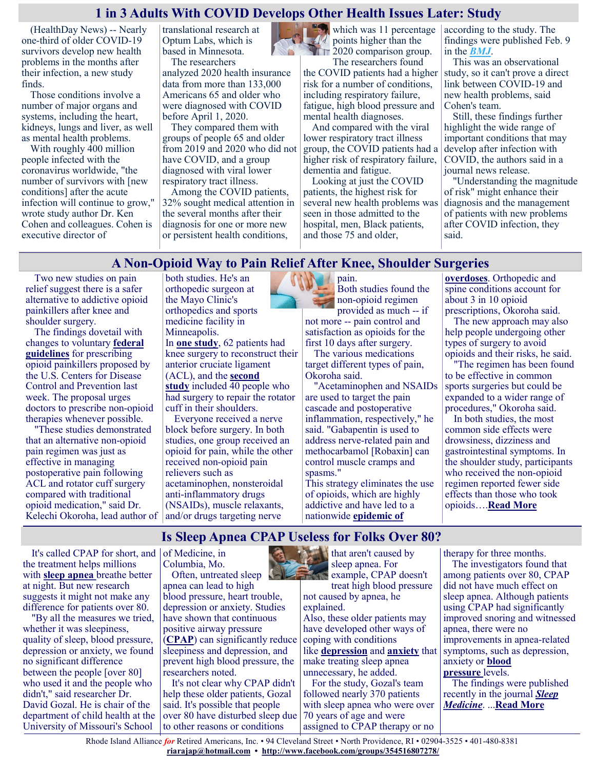## 1 in 3 Adults With COVID Develops Other Health Issues Later: Study

(HealthDay News) -- Nearly one-third of older COVID-19 survivors develop new health problems in the months after their infection, a new study finds.

Those conditions involve a number of major organs and systems, including the heart, kidneys, lungs and liver, as well as mental health problems.

With roughly 400 million people infected with the coronavirus worldwide, "the number of survivors with [new conditions] after the acute infection will continue to grow," wrote study author Dr. Ken Cohen and colleagues. Cohen is executive director of translational research at Optum Labs, which is based in Minnesota.

The researchers analyzed 2020 health insurance data from more than 133,000 Americans 65 and older who were diagnosed with COVID before April 1, 2020.

They compared them with groups of people 65 and older from 2019 and 2020 who did not have COVID, and a group diagnosed with viral lower respiratory tract illness.

Among the COVID patients, 32% sought medical attention in the several months after their diagnosis for one or more new or persistent health conditions, which was 11 percentage points higher than the 2020 comparison group.

The researchers found the COVID patients had a higher risk for a number of conditions, including respiratory failure, fatigue, high blood pressure and mental health diagnoses.

And compared with the viral lower respiratory tract illness group, the COVID patients had a higher risk of respiratory failure, dementia and fatigue.

Looking at just the COVID patients, the highest risk for several new health problems was seen in those admitted to the hospital, men, Black patients, and those 75 and older, according to the study. The findings were published Feb. 9 in the ***BMJ***.

This was an observational study, so it can't prove a direct link between COVID-19 and new health problems, said Cohen's team.

Still, these findings further highlight the wide range of important conditions that may develop after infection with COVID, the authors said in a journal news release.

"Understanding the magnitude of risk" might enhance their diagnosis and the management of patients with new problems after COVID infection, they said.

## A Non-Opioid Way to Pain Relief After Knee, Shoulder Surgeries

Two new studies on pain relief suggest there is a safer alternative to addictive opioid painkillers after knee and shoulder surgery.

The findings dovetail with changes to voluntary **federal guidelines** for prescribing opioid painkillers proposed by the U.S. Centers for Disease Control and Prevention last week. The proposal urges doctors to prescribe non-opioid therapies whenever possible.

"These studies demonstrated that an alternative non-opioid pain regimen was just as effective in managing postoperative pain following ACL and rotator cuff surgery compared with traditional opioid medication," said Dr. Kelechi Okoroha, lead author of both studies. He's an orthopedic surgeon at the Mayo Clinic's orthopedics and sports medicine facility in Minneapolis.

In **one study**, 62 patients had knee surgery to reconstruct their anterior cruciate ligament (ACL), and the **second study** included 40 people who had surgery to repair the rotator cuff in their shoulders.

Everyone received a nerve block before surgery. In both studies, one group received an opioid for pain, while the other received non-opioid pain relievers such as acetaminophen, nonsteroidal anti-inflammatory drugs (NSAIDs), muscle relaxants, and/or drugs targeting nerve pain.

Both studies found the non-opioid regimen provided as much -- if not more -- pain control and satisfaction as opioids for the first 10 days after surgery.

The various medications target different types of pain, Okoroha said.

"Acetaminophen and NSAIDs are used to target the pain cascade and postoperative inflammation, respectively," he said. "Gabapentin is used to address nerve-related pain and methocarbamol [Robaxin] can control muscle cramps and spasms."

This strategy eliminates the use of opioids, which are highly addictive and have led to a nationwide **epidemic of overdoses**. Orthopedic and spine conditions account for about 3 in 10 opioid prescriptions, Okoroha said.

The new approach may also help people undergoing other types of surgery to avoid opioids and their risks, he said.

"The regimen has been found to be effective in common sports surgeries but could be expanded to a wider range of procedures," Okoroha said.

In both studies, the most common side effects were drowsiness, dizziness and gastrointestinal symptoms. In the shoulder study, participants who received the non-opioid regimen reported fewer side effects than those who took opioids….**Read More**

## Is Sleep Apnea CPAP Useless for Folks Over 80?

It's called CPAP for short, and the treatment helps millions with **sleep apnea** breathe better at night. But new research suggests it might not make any difference for patients over 80.

"By all the measures we tried, whether it was sleepiness, quality of sleep, blood pressure, depression or anxiety, we found no significant difference between the people [over 80] who used it and the people who didn't," said researcher Dr. David Gozal. He is chair of the department of child health at the University of Missouri's School of Medicine, in Columbia, Mo.

Often, untreated sleep apnea can lead to high blood pressure, heart trouble, depression or anxiety. Studies have shown that continuous positive airway pressure (**CPAP**) can significantly reduce sleepiness and depression, and prevent high blood pressure, the researchers noted.

It's not clear why CPAP didn't help these older patients, Gozal said. It's possible that people over 80 have disturbed sleep due to other reasons or conditions that aren't caused by sleep apnea. For example, CPAP doesn't treat high blood pressure not caused by apnea, he explained.

Also, these older patients may have developed other ways of coping with conditions like **depression** and **anxiety** that make treating sleep apnea unnecessary, he added.

For the study, Gozal's team followed nearly 370 patients with sleep apnea who were over 70 years of age and were assigned to CPAP therapy or no therapy for three months.

The investigators found that among patients over 80, CPAP did not have much effect on sleep apnea. Although patients using CPAP had significantly improved snoring and witnessed apnea, there were no improvements in apnea-related symptoms, such as depression, anxiety or **blood pressure** levels.

The findings were published recently in the journal ***Sleep Medicine***. ...**Read More**

Rhode Island Alliance *for* Retired Americans, Inc. • 94 Cleveland Street • North Providence, RI • 02904-3525 • 401-480-8381
**riarajap@hotmail.com** • **http://www.facebook.com/groups/354516807278/**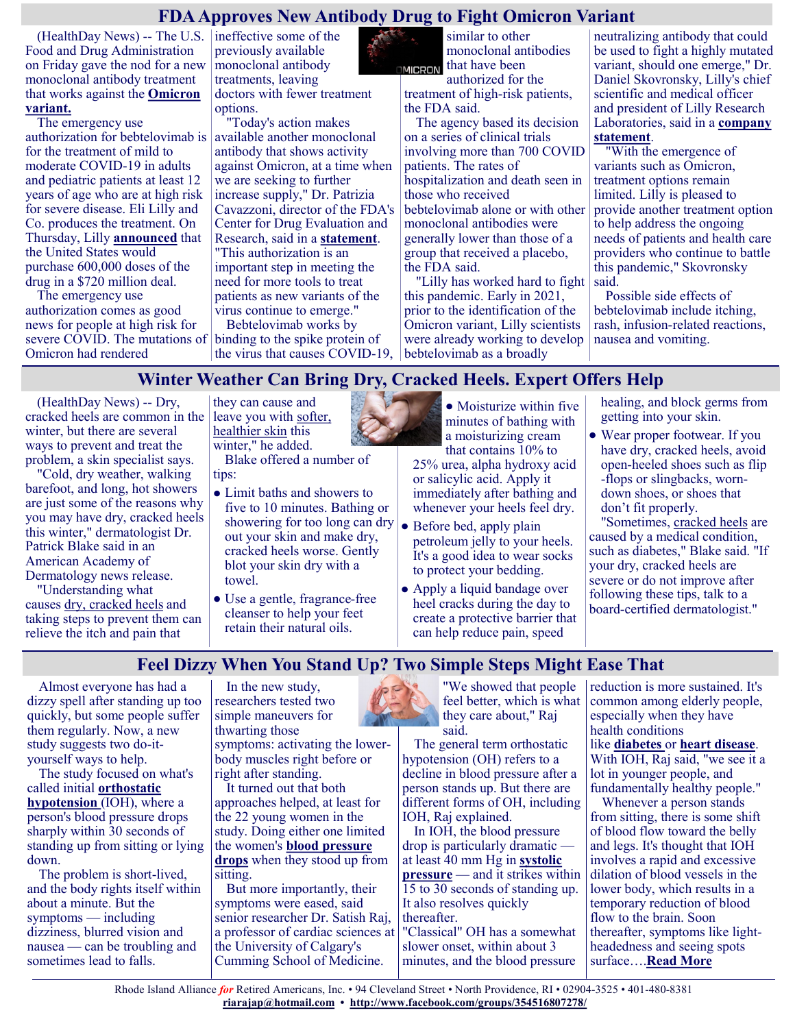## FDA Approves New Antibody Drug to Fight Omicron Variant

(HealthDay News) -- The U.S. Food and Drug Administration on Friday gave the nod for a new monoclonal antibody treatment that works against the **Omicron variant.**

The emergency use authorization for bebtelovimab is for the treatment of mild to moderate COVID-19 in adults and pediatric patients at least 12 years of age who are at high risk for severe disease. Eli Lilly and Co. produces the treatment. On Thursday, Lilly **announced** that the United States would purchase 600,000 doses of the drug in a $720 million deal.

The emergency use authorization comes as good news for people at high risk for severe COVID. The mutations of Omicron had rendered ineffective some of the previously available monoclonal antibody treatments, leaving doctors with fewer treatment options.

"Today's action makes available another monoclonal antibody that shows activity against Omicron, at a time when we are seeking to further increase supply," Dr. Patrizia Cavazzoni, director of the FDA's Center for Drug Evaluation and Research, said in a **statement**. "This authorization is an important step in meeting the need for more tools to treat patients as new variants of the virus continue to emerge."

Bebtelovimab works by binding to the spike protein of the virus that causes COVID-19, similar to other monoclonal antibodies that have been authorized for the treatment of high-risk patients, the FDA said.

The agency based its decision on a series of clinical trials involving more than 700 COVID patients. The rates of hospitalization and death seen in those who received bebtelovimab alone or with other monoclonal antibodies were generally lower than those of a group that received a placebo, the FDA said.

"Lilly has worked hard to fight this pandemic. Early in 2021, prior to the identification of the Omicron variant, Lilly scientists were already working to develop bebtelovimab as a broadly neutralizing antibody that could be used to fight a highly mutated variant, should one emerge," Dr. Daniel Skovronsky, Lilly's chief scientific and medical officer and president of Lilly Research Laboratories, said in a **company statement**.

"With the emergence of variants such as Omicron, treatment options remain limited. Lilly is pleased to provide another treatment option to help address the ongoing needs of patients and health care providers who continue to battle this pandemic," Skovronsky said.

Possible side effects of bebtelovimab include itching, rash, infusion-related reactions, nausea and vomiting.

## Winter Weather Can Bring Dry, Cracked Heels. Expert Offers Help

(HealthDay News) -- Dry, cracked heels are common in the winter, but there are several ways to prevent and treat the problem, a skin specialist says.

"Cold, dry weather, walking barefoot, and long, hot showers are just some of the reasons why you may have dry, cracked heels this winter," dermatologist Dr. Patrick Blake said in an American Academy of Dermatology news release.

"Understanding what causes dry, cracked heels and taking steps to prevent them can relieve the itch and pain that they can cause and leave you with softer, healthier skin this winter," he added.

Blake offered a number of tips:

- Limit baths and showers to five to 10 minutes. Bathing or showering for too long can dry out your skin and make dry, cracked heels worse. Gently blot your skin dry with a towel.
- Use a gentle, fragrance-free cleanser to help your feet retain their natural oils.
- Moisturize within five minutes of bathing with a moisturizing cream that contains 10% to 25% urea, alpha hydroxy acid or salicylic acid. Apply it immediately after bathing and whenever your heels feel dry.
- Before bed, apply plain petroleum jelly to your heels. It's a good idea to wear socks to protect your bedding.
- Apply a liquid bandage over heel cracks during the day to create a protective barrier that can help reduce pain, speed healing, and block germs from getting into your skin.
- Wear proper footwear. If you have dry, cracked heels, avoid open-heeled shoes such as flip-flops or slingbacks, worn-down shoes, or shoes that don't fit properly.

"Sometimes, cracked heels are caused by a medical condition, such as diabetes," Blake said. "If your dry, cracked heels are severe or do not improve after following these tips, talk to a board-certified dermatologist."

## Feel Dizzy When You Stand Up? Two Simple Steps Might Ease That

Almost everyone has had a dizzy spell after standing up too quickly, but some people suffer them regularly. Now, a new study suggests two do-it-yourself ways to help.

The study focused on what's called initial **orthostatic hypotension** (IOH), where a person's blood pressure drops sharply within 30 seconds of standing up from sitting or lying down.

The problem is short-lived, and the body rights itself within about a minute. But the symptoms — including dizziness, blurred vision and nausea — can be troubling and sometimes lead to falls.

In the new study, researchers tested two simple maneuvers for thwarting those symptoms: activating the lower-body muscles right before or right after standing.

It turned out that both approaches helped, at least for the 22 young women in the study. Doing either one limited the women's **blood pressure drops** when they stood up from sitting.

But more importantly, their symptoms were eased, said senior researcher Dr. Satish Raj, a professor of cardiac sciences at the University of Calgary's Cumming School of Medicine.

"We showed that people feel better, which is what they care about," Raj said.

The general term orthostatic hypotension (OH) refers to a decline in blood pressure after a person stands up. But there are different forms of OH, including IOH, Raj explained.

In IOH, the blood pressure drop is particularly dramatic — at least 40 mm Hg in **systolic pressure** — and it strikes within 15 to 30 seconds of standing up. It also resolves quickly thereafter.

"Classical" OH has a somewhat slower onset, within about 3 minutes, and the blood pressure reduction is more sustained. It's common among elderly people, especially when they have health conditions like **diabetes** or **heart disease**. With IOH, Raj said, "we see it a lot in younger people, and fundamentally healthy people."

Whenever a person stands from sitting, there is some shift of blood flow toward the belly and legs. It's thought that IOH involves a rapid and excessive dilation of blood vessels in the lower body, which results in a temporary reduction of blood flow to the brain. Soon thereafter, symptoms like light-headedness and seeing spots surface….**Read More**

Rhode Island Alliance *for* Retired Americans, Inc. • 94 Cleveland Street • North Providence, RI • 02904-3525 • 401-480-8381
**riarajap@hotmail.com** • **http://www.facebook.com/groups/354516807278/**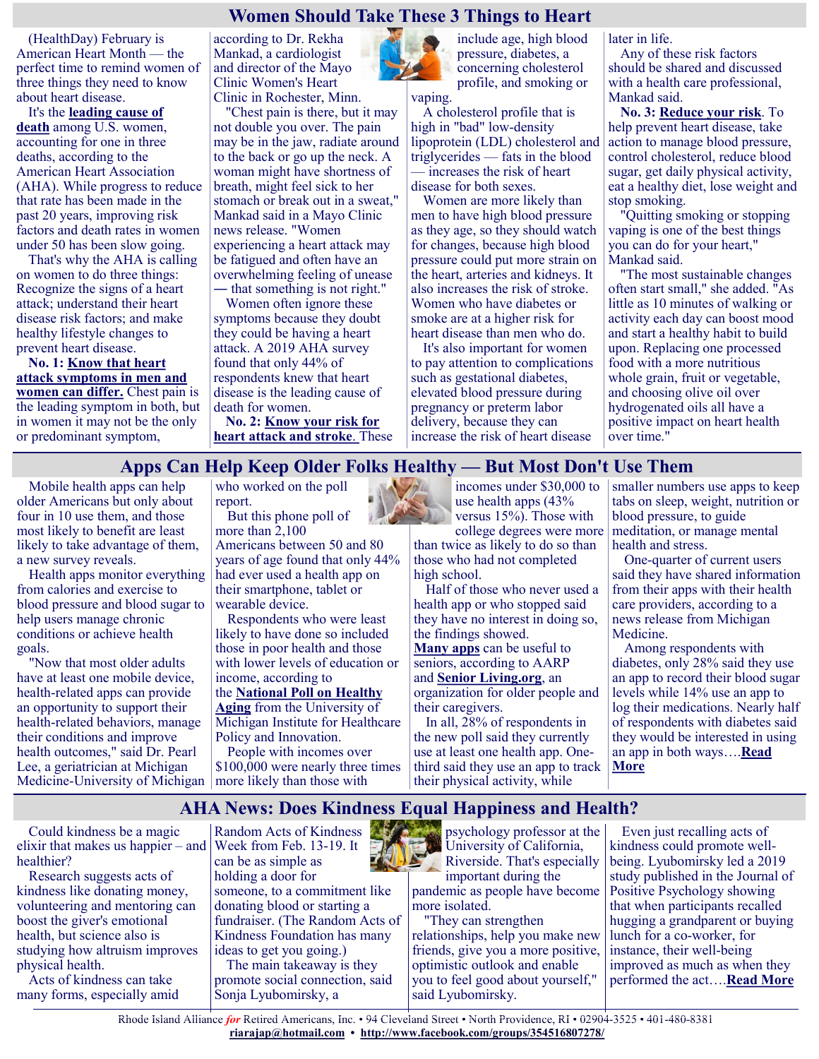## Women Should Take These 3 Things to Heart

(HealthDay) February is American Heart Month — the perfect time to remind women of three things they need to know about heart disease.

It's the **leading cause of death** among U.S. women, accounting for one in three deaths, according to the American Heart Association (AHA). While progress to reduce that rate has been made in the past 20 years, improving risk factors and death rates in women under 50 has been slow going.

That's why the AHA is calling on women to do three things: Recognize the signs of a heart attack; understand their heart disease risk factors; and make healthy lifestyle changes to prevent heart disease.

**No. 1: Know that heart attack symptoms in men and women can differ.** Chest pain is the leading symptom in both, but in women it may not be the only or predominant symptom, according to Dr. Rekha Mankad, a cardiologist and director of the Mayo Clinic Women's Heart Clinic in Rochester, Minn.

"Chest pain is there, but it may not double you over. The pain may be in the jaw, radiate around to the back or go up the neck. A woman might have shortness of breath, might feel sick to her stomach or break out in a sweat," Mankad said in a Mayo Clinic news release. "Women experiencing a heart attack may be fatigued and often have an overwhelming feeling of unease — that something is not right."

Women often ignore these symptoms because they doubt they could be having a heart attack. A 2019 AHA survey found that only 44% of respondents knew that heart disease is the leading cause of death for women.

**No. 2: Know your risk for heart attack and stroke.** These include age, high blood pressure, diabetes, a concerning cholesterol profile, and smoking or vaping.

A cholesterol profile that is high in "bad" low-density lipoprotein (LDL) cholesterol and triglycerides — fats in the blood — increases the risk of heart disease for both sexes.

Women are more likely than men to have high blood pressure as they age, so they should watch for changes, because high blood pressure could put more strain on the heart, arteries and kidneys. It also increases the risk of stroke. Women who have diabetes or smoke are at a higher risk for heart disease than men who do.

It's also important for women to pay attention to complications such as gestational diabetes, elevated blood pressure during pregnancy or preterm labor delivery, because they can increase the risk of heart disease later in life.

Any of these risk factors should be shared and discussed with a health care professional, Mankad said.

**No. 3: Reduce your risk.** To help prevent heart disease, take action to manage blood pressure, control cholesterol, reduce blood sugar, get daily physical activity, eat a healthy diet, lose weight and stop smoking.

"Quitting smoking or stopping vaping is one of the best things you can do for your heart," Mankad said.

"The most sustainable changes often start small," she added. "As little as 10 minutes of walking or activity each day can boost mood and start a healthy habit to build upon. Replacing one processed food with a more nutritious whole grain, fruit or vegetable, and choosing olive oil over hydrogenated oils all have a positive impact on heart health over time."

## Apps Can Help Keep Older Folks Healthy — But Most Don't Use Them

Mobile health apps can help older Americans but only about four in 10 use them, and those most likely to benefit are least likely to take advantage of them, a new survey reveals.

Health apps monitor everything from calories and exercise to blood pressure and blood sugar to help users manage chronic conditions or achieve health goals.

"Now that most older adults have at least one mobile device, health-related apps can provide an opportunity to support their health-related behaviors, manage their conditions and improve health outcomes," said Dr. Pearl Lee, a geriatrician at Michigan Medicine-University of Michigan who worked on the poll report.

But this phone poll of more than 2,100 Americans between 50 and 80 years of age found that only 44% had ever used a health app on their smartphone, tablet or wearable device.

Respondents who were least likely to have done so included those in poor health and those with lower levels of education or income, according to the **National Poll on Healthy Aging** from the University of Michigan Institute for Healthcare Policy and Innovation.

People with incomes over $100,000 were nearly three times more likely than those with incomes under $30,000 to use health apps (43% versus 15%). Those with college degrees were more than twice as likely to do so than those who had not completed high school.

Half of those who never used a health app or who stopped said they have no interest in doing so, the findings showed.

**Many apps** can be useful to seniors, according to AARP and **Senior Living.org**, an organization for older people and their caregivers.

In all, 28% of respondents in the new poll said they currently use at least one health app. One-third said they use an app to track their physical activity, while smaller numbers use apps to keep tabs on sleep, weight, nutrition or blood pressure, to guide meditation, or manage mental health and stress.

One-quarter of current users said they have shared information from their apps with their health care providers, according to a news release from Michigan Medicine.

Among respondents with diabetes, only 28% said they use an app to record their blood sugar levels while 14% use an app to log their medications. Nearly half of respondents with diabetes said they would be interested in using an app in both ways….**Read More**

## AHA News: Does Kindness Equal Happiness and Health?

Could kindness be a magic elixir that makes us happier – and healthier?

Research suggests acts of kindness like donating money, volunteering and mentoring can boost the giver's emotional health, but science also is studying how altruism improves physical health.

Acts of kindness can take many forms, especially amid Random Acts of Kindness Week from Feb. 13-19. It can be as simple as holding a door for someone, to a commitment like donating blood or starting a fundraiser. (The Random Acts of Kindness Foundation has many ideas to get you going.)

The main takeaway is they promote social connection, said Sonja Lyubomirsky, a psychology professor at the University of California, Riverside. That's especially important during the pandemic as people have become more isolated.

"They can strengthen relationships, help you make new friends, give you a more positive, optimistic outlook and enable you to feel good about yourself," said Lyubomirsky.

Even just recalling acts of kindness could promote well-being. Lyubomirsky led a 2019 study published in the Journal of Positive Psychology showing that when participants recalled hugging a grandparent or buying lunch for a co-worker, for instance, their well-being improved as much as when they performed the act….**Read More**

Rhode Island Alliance *for* Retired Americans, Inc. • 94 Cleveland Street • North Providence, RI • 02904-3525 • 401-480-8381
riarajap@hotmail.com • http://www.facebook.com/groups/354516807278/